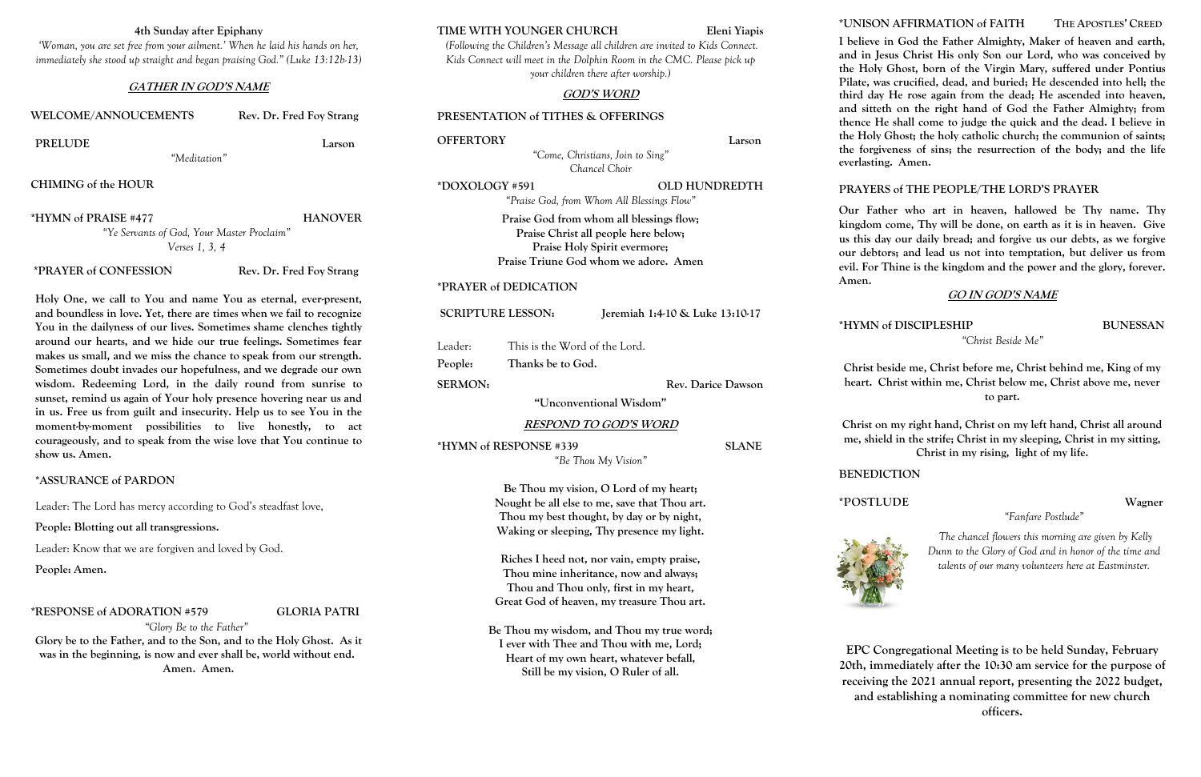**4th Sunday after Epiphany**

*'Woman, you are set free from your ailment.' When he laid his hands on her, immediately she stood up straight and began praising God." (Luke 13:12b-13)*

## GATHER IN GOD'S NAME

**WELCOME/ANNOUCEMENTS** — **Rev. Dr. Fred Foy Strang**

**PRELUDE** — **Larson**

*"Meditation"*

**CHIMING of the HOUR**

**\*HYMN of PRAISE #477** — **HANOVER**

*"Ye Servants of God, Your Master Proclaim"*
*Verses 1, 3, 4*

**\*PRAYER of CONFESSION** — **Rev. Dr. Fred Foy Strang**

**Holy One, we call to You and name You as eternal, ever-present, and boundless in love. Yet, there are times when we fail to recognize You in the dailyness of our lives. Sometimes shame clenches tightly around our hearts, and we hide our true feelings. Sometimes fear makes us small, and we miss the chance to speak from our strength. Sometimes doubt invades our hopefulness, and we degrade our own wisdom. Redeeming Lord, in the daily round from sunrise to sunset, remind us again of Your holy presence hovering near us and in us. Free us from guilt and insecurity. Help us to see You in the moment-by-moment possibilities to live honestly, to act courageously, and to speak from the wise love that You continue to show us. Amen.**

**\*ASSURANCE of PARDON**

Leader: The Lord has mercy according to God's steadfast love,

**People: Blotting out all transgressions.**

Leader: Know that we are forgiven and loved by God.

**People: Amen.**

**\*RESPONSE of ADORATION #579** — **GLORIA PATRI**

*"Glory Be to the Father"*

**Glory be to the Father, and to the Son, and to the Holy Ghost. As it was in the beginning, is now and ever shall be, world without end. Amen. Amen.**

**TIME WITH YOUNGER CHURCH** — **Eleni Yiapis**

*(Following the Children's Message all children are invited to Kids Connect. Kids Connect will meet in the Dolphin Room in the CMC. Please pick up your children there after worship.)*

## GOD'S WORD

**PRESENTATION of TITHES & OFFERINGS**

**OFFERTORY** — **Larson**

*"Come, Christians, Join to Sing"*
*Chancel Choir*

**\*DOXOLOGY #591** — **OLD HUNDREDTH**

*"Praise God, from Whom All Blessings Flow"*

**Praise God from whom all blessings flow;**
**Praise Christ all people here below;**
**Praise Holy Spirit evermore;**
**Praise Triune God whom we adore. Amen**

**\*PRAYER of DEDICATION**

**SCRIPTURE LESSON:** — **Jeremiah 1:4-10 & Luke 13:10-17**

Leader: This is the Word of the Lord.

**People: Thanks be to God.**

**SERMON:** — **Rev. Darice Dawson**

**"Unconventional Wisdom"**

## RESPOND TO GOD'S WORD

**\*HYMN of RESPONSE #339** — **SLANE**

*"Be Thou My Vision"*

**Be Thou my vision, O Lord of my heart;**
**Nought be all else to me, save that Thou art.**
**Thou my best thought, by day or by night,**
**Waking or sleeping, Thy presence my light.**

**Riches I heed not, nor vain, empty praise,**
**Thou mine inheritance, now and always;**
**Thou and Thou only, first in my heart,**
**Great God of heaven, my treasure Thou art.**

**Be Thou my wisdom, and Thou my true word;**
**I ever with Thee and Thou with me, Lord;**
**Heart of my own heart, whatever befall,**
**Still be my vision, O Ruler of all.**

**\*UNISON AFFIRMATION of FAITH** — **THE APOSTLES' CREED**

**I believe in God the Father Almighty, Maker of heaven and earth, and in Jesus Christ His only Son our Lord, who was conceived by the Holy Ghost, born of the Virgin Mary, suffered under Pontius Pilate, was crucified, dead, and buried; He descended into hell; the third day He rose again from the dead; He ascended into heaven, and sitteth on the right hand of God the Father Almighty; from thence He shall come to judge the quick and the dead. I believe in the Holy Ghost; the holy catholic church; the communion of saints; the forgiveness of sins; the resurrection of the body; and the life everlasting. Amen.**

**PRAYERS of THE PEOPLE/THE LORD'S PRAYER**

**Our Father who art in heaven, hallowed be Thy name. Thy kingdom come, Thy will be done, on earth as it is in heaven. Give us this day our daily bread; and forgive us our debts, as we forgive our debtors; and lead us not into temptation, but deliver us from evil. For Thine is the kingdom and the power and the glory, forever. Amen.**

## GO IN GOD'S NAME

**\*HYMN of DISCIPLESHIP** — **BUNESSAN**

*"Christ Beside Me"*

**Christ beside me, Christ before me, Christ behind me, King of my heart. Christ within me, Christ below me, Christ above me, never to part.**

**Christ on my right hand, Christ on my left hand, Christ all around me, shield in the strife; Christ in my sleeping, Christ in my sitting, Christ in my rising, light of my life.**

**BENEDICTION**

**\*POSTLUDE** — **Wagner**

*"Fanfare Postlude"*

*The chancel flowers this morning are given by Kelly Dunn to the Glory of God and in honor of the time and talents of our many volunteers here at Eastminster.*

**EPC Congregational Meeting is to be held Sunday, February 20th, immediately after the 10:30 am service for the purpose of receiving the 2021 annual report, presenting the 2022 budget, and establishing a nominating committee for new church officers.**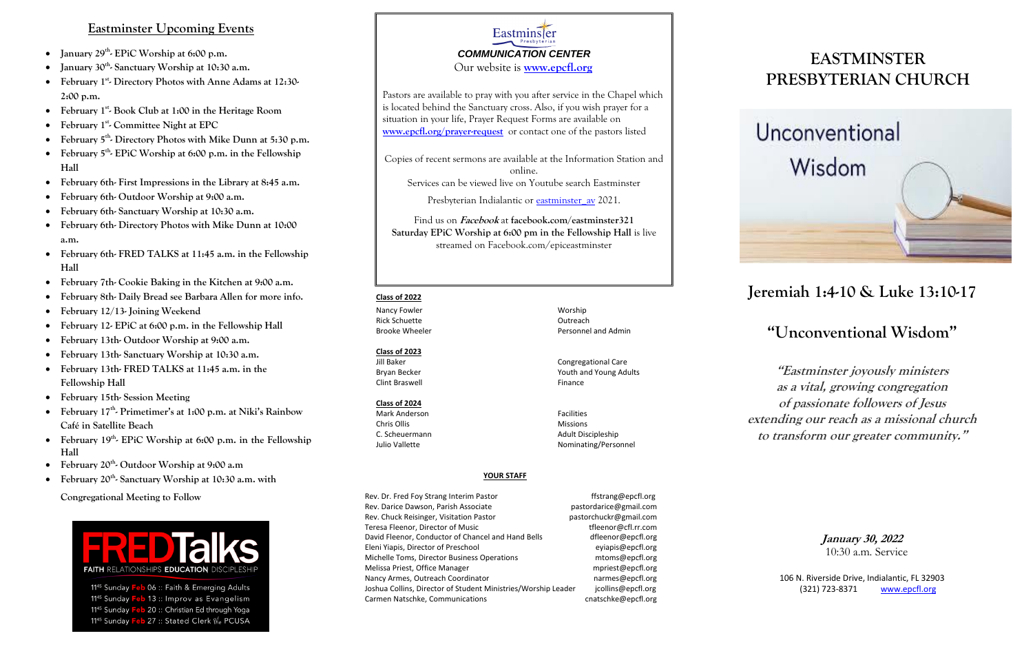## Eastminster Upcoming Events

- **January 29th- EPiC Worship at 6:00 p.m.**
- **January 30th- Sanctuary Worship at 10:30 a.m.**
- **February 1st- Directory Photos with Anne Adams at 12:30-2:00 p.m.**
- **February 1st- Book Club at 1:00 in the Heritage Room**
- **February 1st- Committee Night at EPC**
- **February 5th- Directory Photos with Mike Dunn at 5:30 p.m.**
- **February 5th- EPiC Worship at 6:00 p.m. in the Fellowship Hall**
- **February 6th- First Impressions in the Library at 8:45 a.m.**
- **February 6th- Outdoor Worship at 9:00 a.m.**
- **February 6th- Sanctuary Worship at 10:30 a.m.**
- **February 6th- Directory Photos with Mike Dunn at 10:00 a.m.**
- **February 6th- FRED TALKS at 11:45 a.m. in the Fellowship Hall**
- **February 7th- Cookie Baking in the Kitchen at 9:00 a.m.**
- **February 8th- Daily Bread see Barbara Allen for more info.**
- **February 12/13- Joining Weekend**
- **February 12- EPiC at 6:00 p.m. in the Fellowship Hall**
- **February 13th- Outdoor Worship at 9:00 a.m.**
- **February 13th- Sanctuary Worship at 10:30 a.m.**
- **February 13th- FRED TALKS at 11:45 a.m. in the Fellowship Hall**
- **February 15th- Session Meeting**
- **February 17th- Primetimer's at 1:00 p.m. at Niki's Rainbow Café in Satellite Beach**
- **February 19th- EPiC Worship at 6:00 p.m. in the Fellowship Hall**
- **February 20th- Outdoor Worship at 9:00 a.m**
- **February 20th- Sanctuary Worship at 10:30 a.m. with Congregational Meeting to Follow**

**FREDTalks**

FAITH RELATIONSHIPS EDUCATION DISCIPLESHIP

11:45 Sunday Feb 06 :: Faith & Emerging Adults
11:45 Sunday Feb 13 :: Improv as Evangelism
11:45 Sunday Feb 20 :: Christian Ed through Yoga
11:45 Sunday Feb 27 :: Stated Clerk of the PCUSA

Eastminster Presbyterian

***COMMUNICATION CENTER***

Our website is **www.epcfl.org**

Pastors are available to pray with you after service in the Chapel which is located behind the Sanctuary cross. Also, if you wish prayer for a situation in your life, Prayer Request Forms are available on **www.epcfl.org/prayer-request** or contact one of the pastors listed

Copies of recent sermons are available at the Information Station and online.
Services can be viewed live on Youtube search Eastminster

Presbyterian Indialantic or eastminster_av 2021.

Find us on ***Facebook*** at **facebook.com/eastminster321**
**Saturday EPiC Worship at 6:00 pm in the Fellowship Hall** is live streamed on Facebook.com/epiceastminster

**Class of 2022**

| | |
|---|---|
| Nancy Fowler | Worship |
| Rick Schuette | Outreach |
| Brooke Wheeler | Personnel and Admin |

**Class of 2023**

| | |
|---|---|
| Jill Baker | Congregational Care |
| Bryan Becker | Youth and Young Adults |
| Clint Braswell | Finance |

**Class of 2024**

| | |
|---|---|
| Mark Anderson | Facilities |
| Chris Ollis | Missions |
| C. Scheuermann | Adult Discipleship |
| Julio Vallette | Nominating/Personnel |

**YOUR STAFF**

| | |
|---|---|
| Rev. Dr. Fred Foy Strang Interim Pastor | ffstrang@epcfl.org |
| Rev. Darice Dawson, Parish Associate | pastordarice@gmail.com |
| Rev. Chuck Reisinger, Visitation Pastor | pastorchuckr@gmail.com |
| Teresa Fleenor, Director of Music | tfleenor@cfl.rr.com |
| David Fleenor, Conductor of Chancel and Hand Bells | dfleenor@epcfl.org |
| Eleni Yiapis, Director of Preschool | eyiapis@epcfl.org |
| Michelle Toms, Director Business Operations | mtoms@epcfl.org |
| Melissa Priest, Office Manager | mpriest@epcfl.org |
| Nancy Armes, Outreach Coordinator | narmes@epcfl.org |
| Joshua Collins, Director of Student Ministries/Worship Leader | jcollins@epcfl.org |
| Carmen Natschke, Communications | cnatschke@epcfl.org |

# EASTMINSTER PRESBYTERIAN CHURCH

Unconventional Wisdom

## Jeremiah 1:4-10 & Luke 13:10-17

## "Unconventional Wisdom"

***"Eastminster joyously ministers as a vital, growing congregation of passionate followers of Jesus extending our reach as a missional church to transform our greater community."***

***January 30, 2022***
10:30 a.m. Service

106 N. Riverside Drive, Indialantic, FL 32903
(321) 723-8371 www.epcfl.org